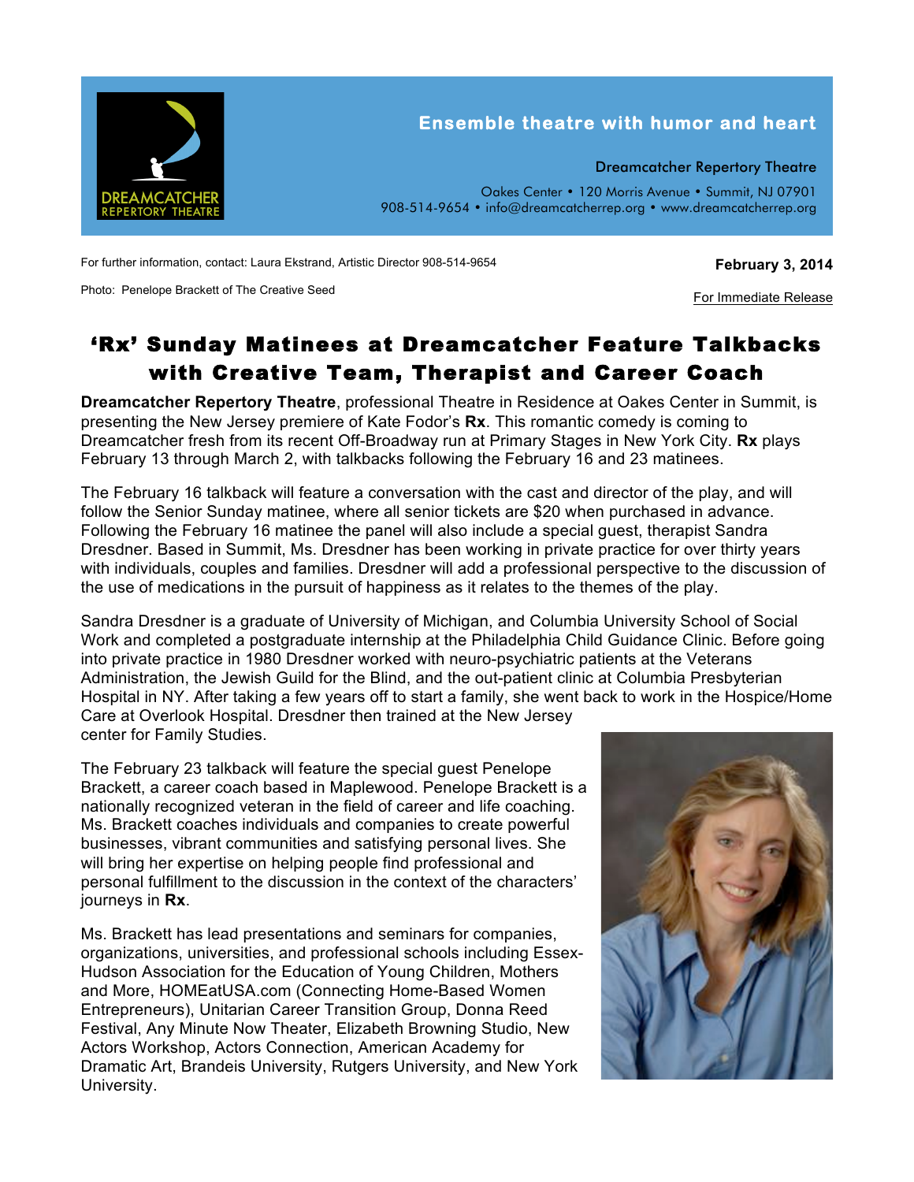Ensemble theatre with humor and heart

Dreamcatcher Repertory Theatre

Oakes Center • 120 Morris Avenue • Summit, NJ 07901
908-514-9654 • info@dreamcatcherrep.org • www.dreamcatcherrep.org

For further information, contact: Laura Ekstrand, Artistic Director 908-514-9654

Photo: Penelope Brackett of The Creative Seed

**February 3, 2014**

For Immediate Release

# 'Rx' Sunday Matinees at Dreamcatcher Feature Talkbacks with Creative Team, Therapist and Career Coach

**Dreamcatcher Repertory Theatre**, professional Theatre in Residence at Oakes Center in Summit, is presenting the New Jersey premiere of Kate Fodor's **Rx**. This romantic comedy is coming to Dreamcatcher fresh from its recent Off-Broadway run at Primary Stages in New York City. **Rx** plays February 13 through March 2, with talkbacks following the February 16 and 23 matinees.

The February 16 talkback will feature a conversation with the cast and director of the play, and will follow the Senior Sunday matinee, where all senior tickets are $20 when purchased in advance. Following the February 16 matinee the panel will also include a special guest, therapist Sandra Dresdner. Based in Summit, Ms. Dresdner has been working in private practice for over thirty years with individuals, couples and families. Dresdner will add a professional perspective to the discussion of the use of medications in the pursuit of happiness as it relates to the themes of the play.

Sandra Dresdner is a graduate of University of Michigan, and Columbia University School of Social Work and completed a postgraduate internship at the Philadelphia Child Guidance Clinic. Before going into private practice in 1980 Dresdner worked with neuro-psychiatric patients at the Veterans Administration, the Jewish Guild for the Blind, and the out-patient clinic at Columbia Presbyterian Hospital in NY. After taking a few years off to start a family, she went back to work in the Hospice/Home Care at Overlook Hospital. Dresdner then trained at the New Jersey center for Family Studies.

The February 23 talkback will feature the special guest Penelope Brackett, a career coach based in Maplewood. Penelope Brackett is a nationally recognized veteran in the field of career and life coaching. Ms. Brackett coaches individuals and companies to create powerful businesses, vibrant communities and satisfying personal lives. She will bring her expertise on helping people find professional and personal fulfillment to the discussion in the context of the characters' journeys in **Rx**.

Ms. Brackett has lead presentations and seminars for companies, organizations, universities, and professional schools including Essex-Hudson Association for the Education of Young Children, Mothers and More, HOMEatUSA.com (Connecting Home-Based Women Entrepreneurs), Unitarian Career Transition Group, Donna Reed Festival, Any Minute Now Theater, Elizabeth Browning Studio, New Actors Workshop, Actors Connection, American Academy for Dramatic Art, Brandeis University, Rutgers University, and New York University.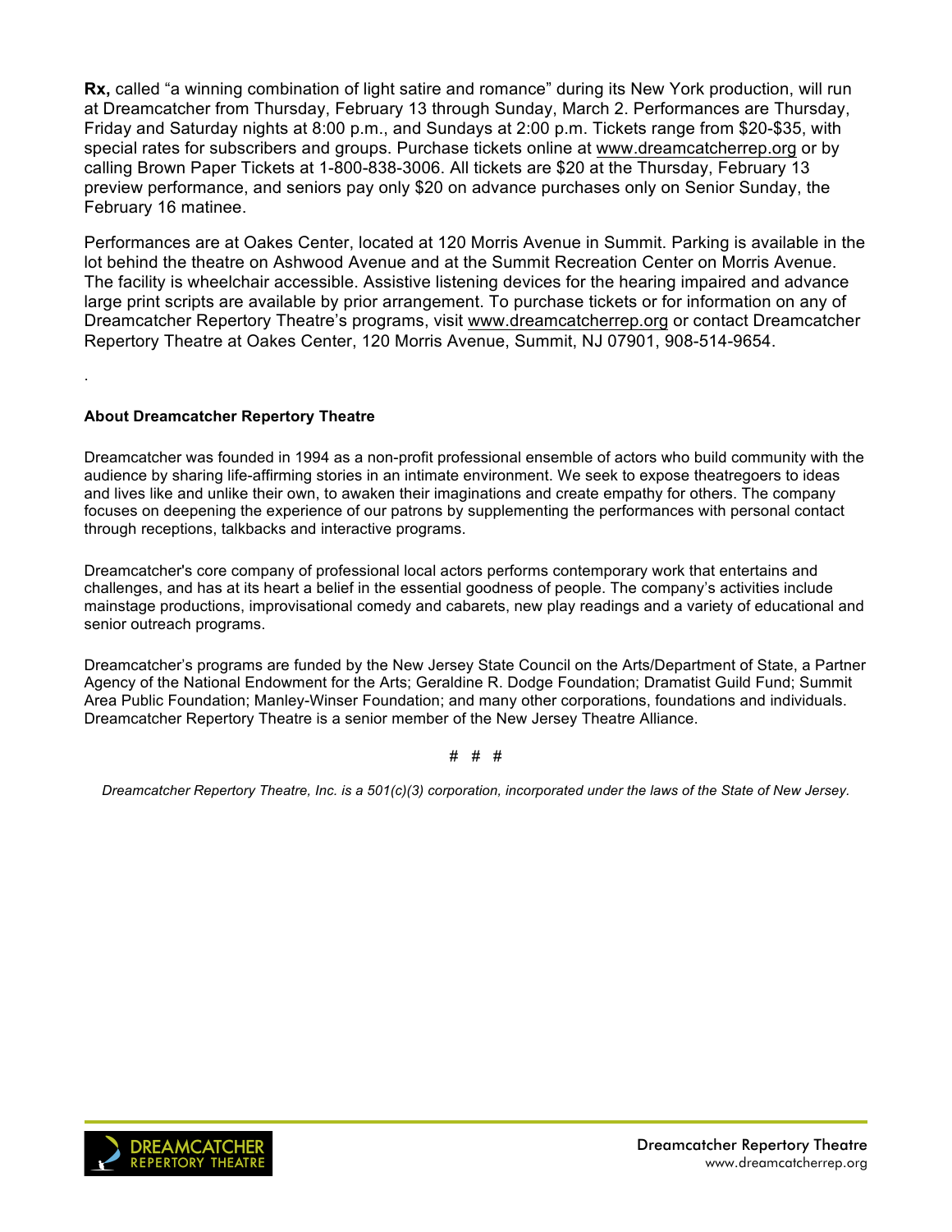**Rx,** called "a winning combination of light satire and romance" during its New York production, will run at Dreamcatcher from Thursday, February 13 through Sunday, March 2. Performances are Thursday, Friday and Saturday nights at 8:00 p.m., and Sundays at 2:00 p.m. Tickets range from $20-$35, with special rates for subscribers and groups. Purchase tickets online at www.dreamcatcherrep.org or by calling Brown Paper Tickets at 1-800-838-3006. All tickets are $20 at the Thursday, February 13 preview performance, and seniors pay only $20 on advance purchases only on Senior Sunday, the February 16 matinee.

Performances are at Oakes Center, located at 120 Morris Avenue in Summit. Parking is available in the lot behind the theatre on Ashwood Avenue and at the Summit Recreation Center on Morris Avenue. The facility is wheelchair accessible. Assistive listening devices for the hearing impaired and advance large print scripts are available by prior arrangement. To purchase tickets or for information on any of Dreamcatcher Repertory Theatre's programs, visit www.dreamcatcherrep.org or contact Dreamcatcher Repertory Theatre at Oakes Center, 120 Morris Avenue, Summit, NJ 07901, 908-514-9654.

.

**About Dreamcatcher Repertory Theatre**

Dreamcatcher was founded in 1994 as a non-profit professional ensemble of actors who build community with the audience by sharing life-affirming stories in an intimate environment. We seek to expose theatregoers to ideas and lives like and unlike their own, to awaken their imaginations and create empathy for others. The company focuses on deepening the experience of our patrons by supplementing the performances with personal contact through receptions, talkbacks and interactive programs.

Dreamcatcher's core company of professional local actors performs contemporary work that entertains and challenges, and has at its heart a belief in the essential goodness of people. The company's activities include mainstage productions, improvisational comedy and cabarets, new play readings and a variety of educational and senior outreach programs.

Dreamcatcher's programs are funded by the New Jersey State Council on the Arts/Department of State, a Partner Agency of the National Endowment for the Arts; Geraldine R. Dodge Foundation; Dramatist Guild Fund; Summit Area Public Foundation; Manley-Winser Foundation; and many other corporations, foundations and individuals. Dreamcatcher Repertory Theatre is a senior member of the New Jersey Theatre Alliance.

# # #

*Dreamcatcher Repertory Theatre, Inc. is a 501(c)(3) corporation, incorporated under the laws of the State of New Jersey.*